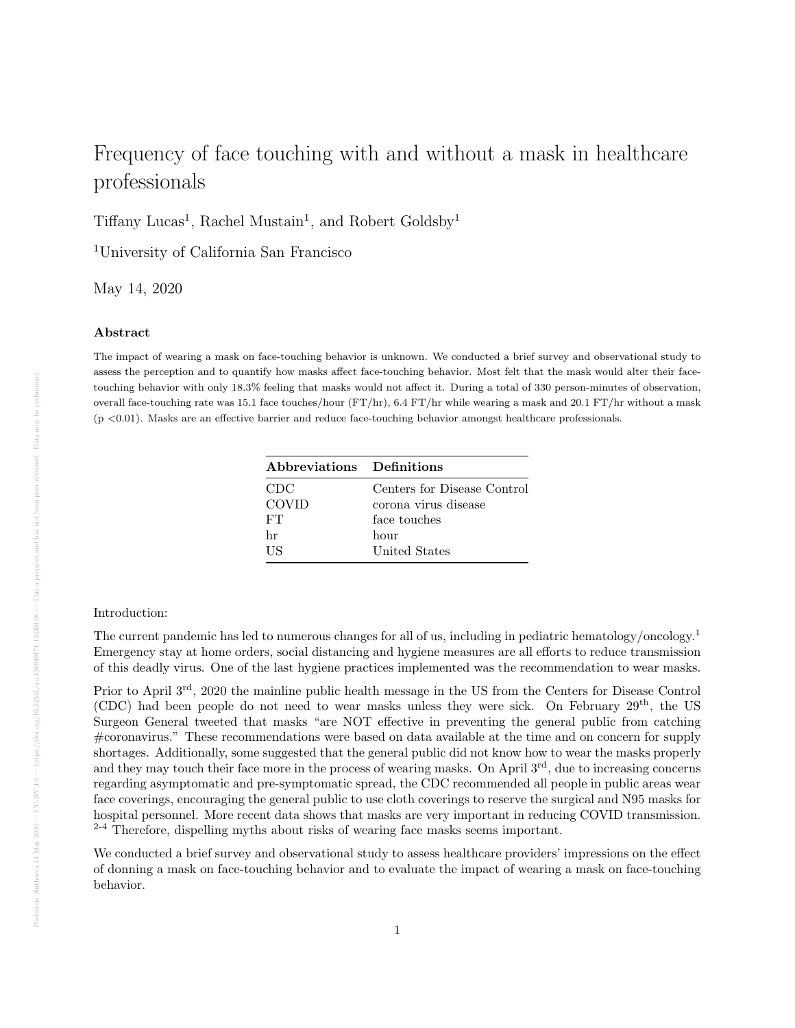# Frequency of face touching with and without a mask in healthcare professionals

Tiffany Lucas[1], Rachel Mustain[1], and Robert Goldsby[1]

[1]University of California San Francisco

May 14, 2020

## Abstract

The impact of wearing a mask on face-touching behavior is unknown. We conducted a brief survey and observational study to assess the perception and to quantify how masks affect face-touching behavior. Most felt that the mask would alter their face-touching behavior with only 18.3% feeling that masks would not affect it. During a total of 330 person-minutes of observation, overall face-touching rate was 15.1 face touches/hour (FT/hr), 6.4 FT/hr while wearing a mask and 20.1 FT/hr without a mask ($p < 0.01$). Masks are an effective barrier and reduce face-touching behavior amongst healthcare professionals.

| Abbreviations | Definitions |
|---|---|
| CDC | Centers for Disease Control |
| COVID | corona virus disease |
| FT | face touches |
| hr | hour |
| US | United States |

Introduction:

The current pandemic has led to numerous changes for all of us, including in pediatric hematology/oncology.[1] Emergency stay at home orders, social distancing and hygiene measures are all efforts to reduce transmission of this deadly virus. One of the last hygiene practices implemented was the recommendation to wear masks.

Prior to April 3rd, 2020 the mainline public health message in the US from the Centers for Disease Control (CDC) had been people do not need to wear masks unless they were sick. On February 29th, the US Surgeon General tweeted that masks "are NOT effective in preventing the general public from catching #coronavirus." These recommendations were based on data available at the time and on concern for supply shortages. Additionally, some suggested that the general public did not know how to wear the masks properly and they may touch their face more in the process of wearing masks. On April 3rd, due to increasing concerns regarding asymptomatic and pre-symptomatic spread, the CDC recommended all people in public areas wear face coverings, encouraging the general public to use cloth coverings to reserve the surgical and N95 masks for hospital personnel. More recent data shows that masks are very important in reducing COVID transmission.[2-4] Therefore, dispelling myths about risks of wearing face masks seems important.

We conducted a brief survey and observational study to assess healthcare providers' impressions on the effect of donning a mask on face-touching behavior and to evaluate the impact of wearing a mask on face-touching behavior.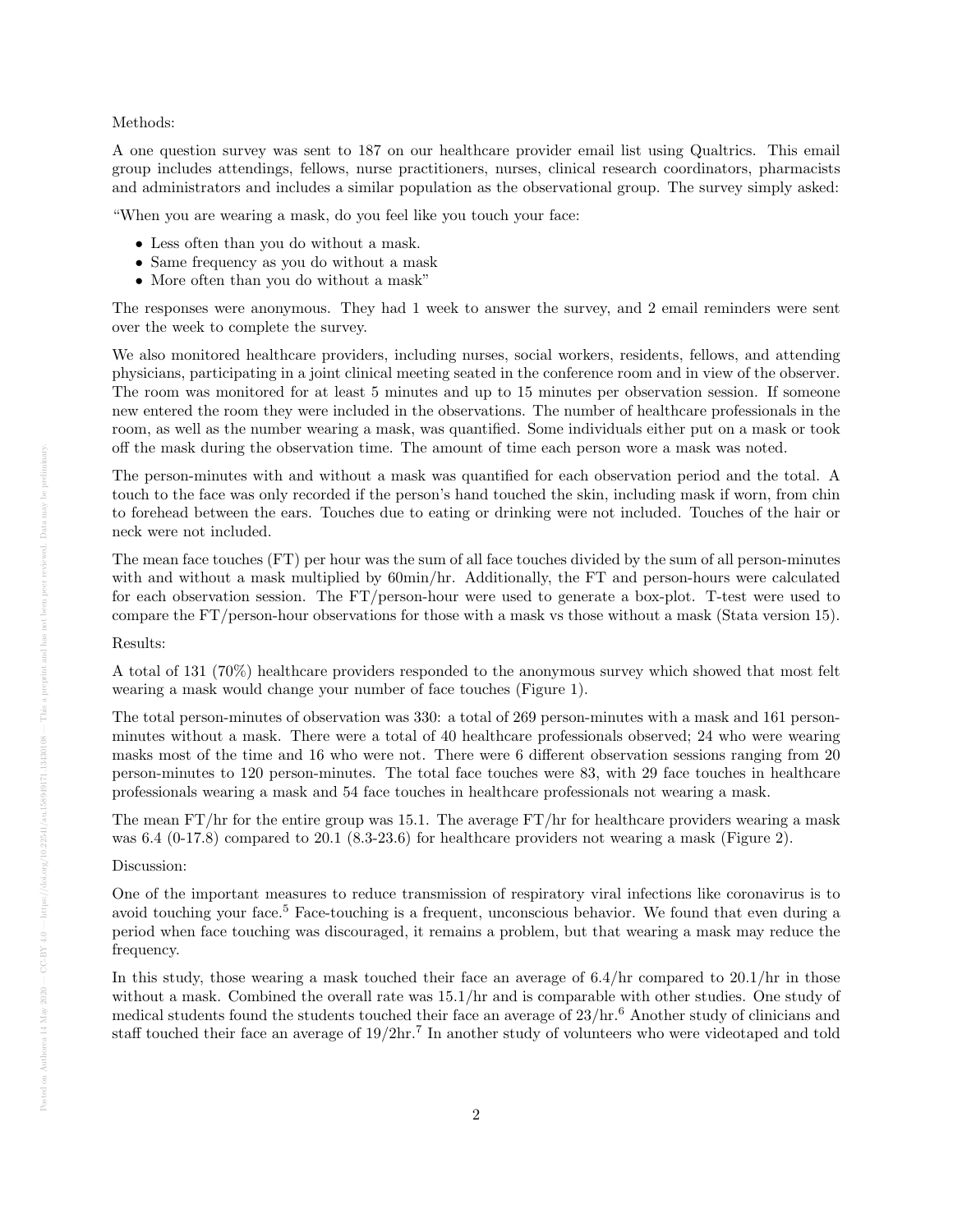Methods:

A one question survey was sent to 187 on our healthcare provider email list using Qualtrics. This email group includes attendings, fellows, nurse practitioners, nurses, clinical research coordinators, pharmacists and administrators and includes a similar population as the observational group. The survey simply asked:

"When you are wearing a mask, do you feel like you touch your face:

- Less often than you do without a mask.
- Same frequency as you do without a mask
- More often than you do without a mask"

The responses were anonymous. They had 1 week to answer the survey, and 2 email reminders were sent over the week to complete the survey.

We also monitored healthcare providers, including nurses, social workers, residents, fellows, and attending physicians, participating in a joint clinical meeting seated in the conference room and in view of the observer. The room was monitored for at least 5 minutes and up to 15 minutes per observation session. If someone new entered the room they were included in the observations. The number of healthcare professionals in the room, as well as the number wearing a mask, was quantified. Some individuals either put on a mask or took off the mask during the observation time. The amount of time each person wore a mask was noted.

The person-minutes with and without a mask was quantified for each observation period and the total. A touch to the face was only recorded if the person's hand touched the skin, including mask if worn, from chin to forehead between the ears. Touches due to eating or drinking were not included. Touches of the hair or neck were not included.

The mean face touches (FT) per hour was the sum of all face touches divided by the sum of all person-minutes with and without a mask multiplied by 60min/hr. Additionally, the FT and person-hours were calculated for each observation session. The FT/person-hour were used to generate a box-plot. T-test were used to compare the FT/person-hour observations for those with a mask vs those without a mask (Stata version 15).

Results:

A total of 131 (70%) healthcare providers responded to the anonymous survey which showed that most felt wearing a mask would change your number of face touches (Figure 1).

The total person-minutes of observation was 330: a total of 269 person-minutes with a mask and 161 person-minutes without a mask. There were a total of 40 healthcare professionals observed; 24 who were wearing masks most of the time and 16 who were not. There were 6 different observation sessions ranging from 20 person-minutes to 120 person-minutes. The total face touches were 83, with 29 face touches in healthcare professionals wearing a mask and 54 face touches in healthcare professionals not wearing a mask.

The mean FT/hr for the entire group was 15.1. The average FT/hr for healthcare providers wearing a mask was 6.4 (0-17.8) compared to 20.1 (8.3-23.6) for healthcare providers not wearing a mask (Figure 2).

Discussion:

One of the important measures to reduce transmission of respiratory viral infections like coronavirus is to avoid touching your face.[5] Face-touching is a frequent, unconscious behavior. We found that even during a period when face touching was discouraged, it remains a problem, but that wearing a mask may reduce the frequency.

In this study, those wearing a mask touched their face an average of 6.4/hr compared to 20.1/hr in those without a mask. Combined the overall rate was 15.1/hr and is comparable with other studies. One study of medical students found the students touched their face an average of 23/hr.[6] Another study of clinicians and staff touched their face an average of 19/2hr.[7] In another study of volunteers who were videotaped and told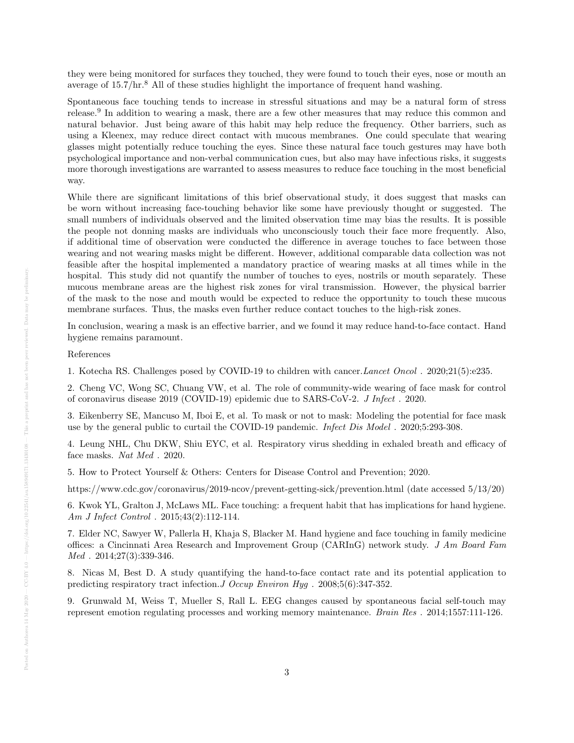they were being monitored for surfaces they touched, they were found to touch their eyes, nose or mouth an average of 15.7/hr.[8] All of these studies highlight the importance of frequent hand washing.

Spontaneous face touching tends to increase in stressful situations and may be a natural form of stress release.[9] In addition to wearing a mask, there are a few other measures that may reduce this common and natural behavior. Just being aware of this habit may help reduce the frequency. Other barriers, such as using a Kleenex, may reduce direct contact with mucous membranes. One could speculate that wearing glasses might potentially reduce touching the eyes. Since these natural face touch gestures may have both psychological importance and non-verbal communication cues, but also may have infectious risks, it suggests more thorough investigations are warranted to assess measures to reduce face touching in the most beneficial way.

While there are significant limitations of this brief observational study, it does suggest that masks can be worn without increasing face-touching behavior like some have previously thought or suggested. The small numbers of individuals observed and the limited observation time may bias the results. It is possible the people not donning masks are individuals who unconsciously touch their face more frequently. Also, if additional time of observation were conducted the difference in average touches to face between those wearing and not wearing masks might be different. However, additional comparable data collection was not feasible after the hospital implemented a mandatory practice of wearing masks at all times while in the hospital. This study did not quantify the number of touches to eyes, nostrils or mouth separately. These mucous membrane areas are the highest risk zones for viral transmission. However, the physical barrier of the mask to the nose and mouth would be expected to reduce the opportunity to touch these mucous membrane surfaces. Thus, the masks even further reduce contact touches to the high-risk zones.

In conclusion, wearing a mask is an effective barrier, and we found it may reduce hand-to-face contact. Hand hygiene remains paramount.

References

1. Kotecha RS. Challenges posed by COVID-19 to children with cancer. *Lancet Oncol* . 2020;21(5):e235.

2. Cheng VC, Wong SC, Chuang VW, et al. The role of community-wide wearing of face mask for control of coronavirus disease 2019 (COVID-19) epidemic due to SARS-CoV-2. *J Infect* . 2020.

3. Eikenberry SE, Mancuso M, Iboi E, et al. To mask or not to mask: Modeling the potential for face mask use by the general public to curtail the COVID-19 pandemic. *Infect Dis Model* . 2020;5:293-308.

4. Leung NHL, Chu DKW, Shiu EYC, et al. Respiratory virus shedding in exhaled breath and efficacy of face masks. *Nat Med* . 2020.

5. How to Protect Yourself & Others: Centers for Disease Control and Prevention; 2020.

https://www.cdc.gov/coronavirus/2019-ncov/prevent-getting-sick/prevention.html (date accessed 5/13/20)

6. Kwok YL, Gralton J, McLaws ML. Face touching: a frequent habit that has implications for hand hygiene. *Am J Infect Control* . 2015;43(2):112-114.

7. Elder NC, Sawyer W, Pallerla H, Khaja S, Blacker M. Hand hygiene and face touching in family medicine offices: a Cincinnati Area Research and Improvement Group (CARInG) network study. *J Am Board Fam Med* . 2014;27(3):339-346.

8. Nicas M, Best D. A study quantifying the hand-to-face contact rate and its potential application to predicting respiratory tract infection. *J Occup Environ Hyg* . 2008;5(6):347-352.

9. Grunwald M, Weiss T, Mueller S, Rall L. EEG changes caused by spontaneous facial self-touch may represent emotion regulating processes and working memory maintenance. *Brain Res* . 2014;1557:111-126.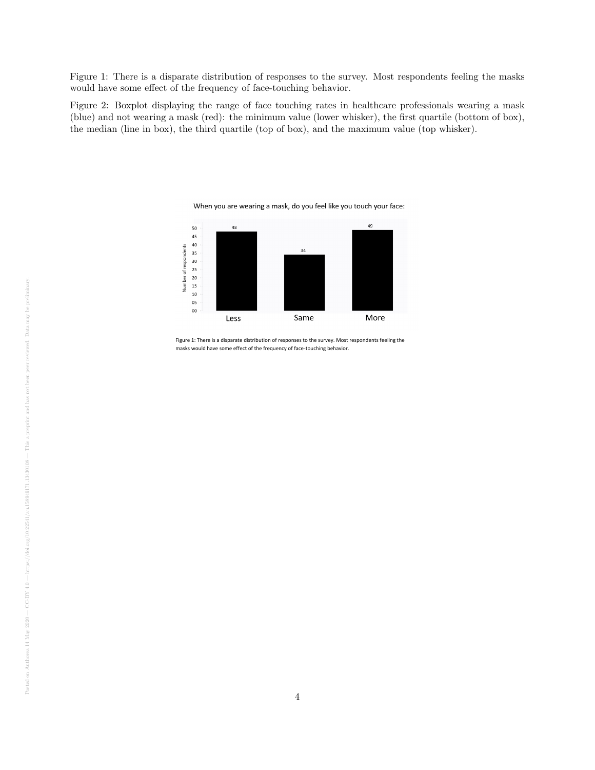Figure 1: There is a disparate distribution of responses to the survey. Most respondents feeling the masks would have some effect of the frequency of face-touching behavior.

Figure 2: Boxplot displaying the range of face touching rates in healthcare professionals wearing a mask (blue) and not wearing a mask (red): the minimum value (lower whisker), the first quartile (bottom of box), the median (line in box), the third quartile (top of box), and the maximum value (top whisker).

When you are wearing a mask, do you feel like you touch your face:

| Response | Number of respondents |
| --- | --- |
| Less | 48 |
| Same | 34 |
| More | 49 |

Figure 1: There is a disparate distribution of responses to the survey. Most respondents feeling the masks would have some effect of the frequency of face-touching behavior.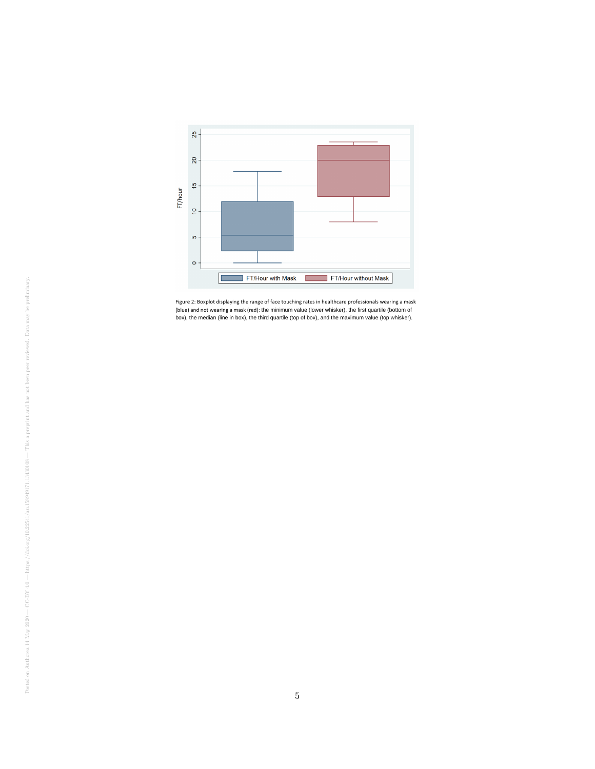FT/hour

0
5
10
15
20
25

FT/Hour with Mask
FT/Hour without Mask

Figure 2: Boxplot displaying the range of face touching rates in healthcare professionals wearing a mask (blue) and not wearing a mask (red): the minimum value (lower whisker), the first quartile (bottom of box), the median (line in box), the third quartile (top of box), and the maximum value (top whisker).